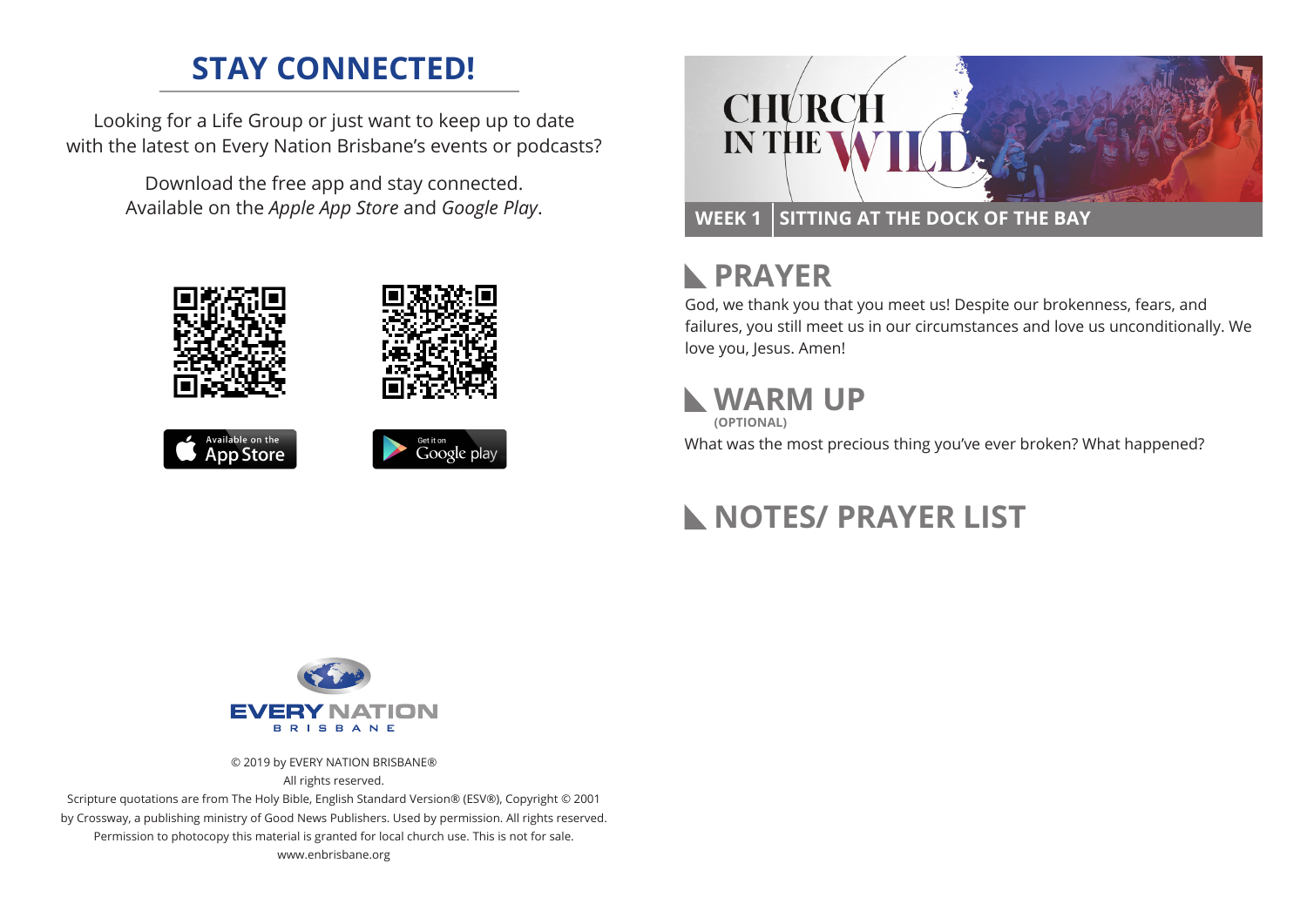## STAY CONNECTED!

Looking for a Life Group or just want to keep up to date with the latest on Every Nation Brisbane's events or podcasts?

Download the free app and stay connected. Available on the *Apple App Store* and *Google Play*.

Available on the App Store

Get it on Google play

EVERY NATION BRISBANE

© 2019 by EVERY NATION BRISBANE®
All rights reserved.
Scripture quotations are from The Holy Bible, English Standard Version® (ESV®), Copyright © 2001 by Crossway, a publishing ministry of Good News Publishers. Used by permission. All rights reserved.
Permission to photocopy this material is granted for local church use. This is not for sale.
www.enbrisbane.org

# CHURCH IN THE WILD

**WEEK 1 | SITTING AT THE DOCK OF THE BAY**

## PRAYER

God, we thank you that you meet us! Despite our brokenness, fears, and failures, you still meet us in our circumstances and love us unconditionally. We love you, Jesus. Amen!

## WARM UP

**(OPTIONAL)**

What was the most precious thing you've ever broken? What happened?

## NOTES/ PRAYER LIST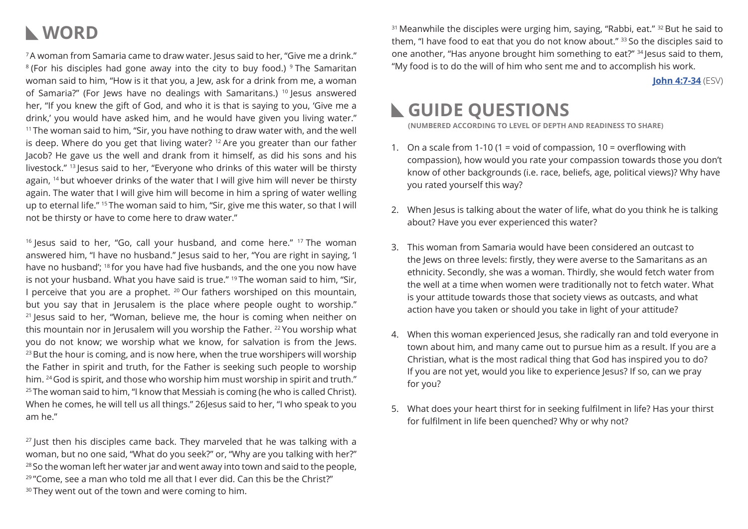## WORD

[7] A woman from Samaria came to draw water. Jesus said to her, "Give me a drink." [8] (For his disciples had gone away into the city to buy food.) [9] The Samaritan woman said to him, "How is it that you, a Jew, ask for a drink from me, a woman of Samaria?" (For Jews have no dealings with Samaritans.) [10] Jesus answered her, "If you knew the gift of God, and who it is that is saying to you, 'Give me a drink,' you would have asked him, and he would have given you living water." [11] The woman said to him, "Sir, you have nothing to draw water with, and the well is deep. Where do you get that living water? [12] Are you greater than our father Jacob? He gave us the well and drank from it himself, as did his sons and his livestock." [13] Jesus said to her, "Everyone who drinks of this water will be thirsty again, [14] but whoever drinks of the water that I will give him will never be thirsty again. The water that I will give him will become in him a spring of water welling up to eternal life." [15] The woman said to him, "Sir, give me this water, so that I will not be thirsty or have to come here to draw water."

[16] Jesus said to her, "Go, call your husband, and come here." [17] The woman answered him, "I have no husband." Jesus said to her, "You are right in saying, 'I have no husband'; [18] for you have had five husbands, and the one you now have is not your husband. What you have said is true." [19] The woman said to him, "Sir, I perceive that you are a prophet. [20] Our fathers worshiped on this mountain, but you say that in Jerusalem is the place where people ought to worship." [21] Jesus said to her, "Woman, believe me, the hour is coming when neither on this mountain nor in Jerusalem will you worship the Father. [22] You worship what you do not know; we worship what we know, for salvation is from the Jews. [23] But the hour is coming, and is now here, when the true worshipers will worship the Father in spirit and truth, for the Father is seeking such people to worship him. [24] God is spirit, and those who worship him must worship in spirit and truth." [25] The woman said to him, "I know that Messiah is coming (he who is called Christ). When he comes, he will tell us all things." 26Jesus said to her, "I who speak to you am he."

[27] Just then his disciples came back. They marveled that he was talking with a woman, but no one said, "What do you seek?" or, "Why are you talking with her?" [28] So the woman left her water jar and went away into town and said to the people, [29] "Come, see a man who told me all that I ever did. Can this be the Christ?" [30] They went out of the town and were coming to him.

[31] Meanwhile the disciples were urging him, saying, "Rabbi, eat." [32] But he said to them, "I have food to eat that you do not know about." [33] So the disciples said to one another, "Has anyone brought him something to eat?" [34] Jesus said to them, "My food is to do the will of him who sent me and to accomplish his work.

**John 4:7-34** (ESV)

## GUIDE QUESTIONS

**(NUMBERED ACCORDING TO LEVEL OF DEPTH AND READINESS TO SHARE)**

1. On a scale from 1-10 (1 = void of compassion, 10 = overflowing with compassion), how would you rate your compassion towards those you don't know of other backgrounds (i.e. race, beliefs, age, political views)? Why have you rated yourself this way?
2. When Jesus is talking about the water of life, what do you think he is talking about? Have you ever experienced this water?
3. This woman from Samaria would have been considered an outcast to the Jews on three levels: firstly, they were averse to the Samaritans as an ethnicity. Secondly, she was a woman. Thirdly, she would fetch water from the well at a time when women were traditionally not to fetch water. What is your attitude towards those that society views as outcasts, and what action have you taken or should you take in light of your attitude?
4. When this woman experienced Jesus, she radically ran and told everyone in town about him, and many came out to pursue him as a result. If you are a Christian, what is the most radical thing that God has inspired you to do? If you are not yet, would you like to experience Jesus? If so, can we pray for you?
5. What does your heart thirst for in seeking fulfilment in life? Has your thirst for fulfilment in life been quenched? Why or why not?